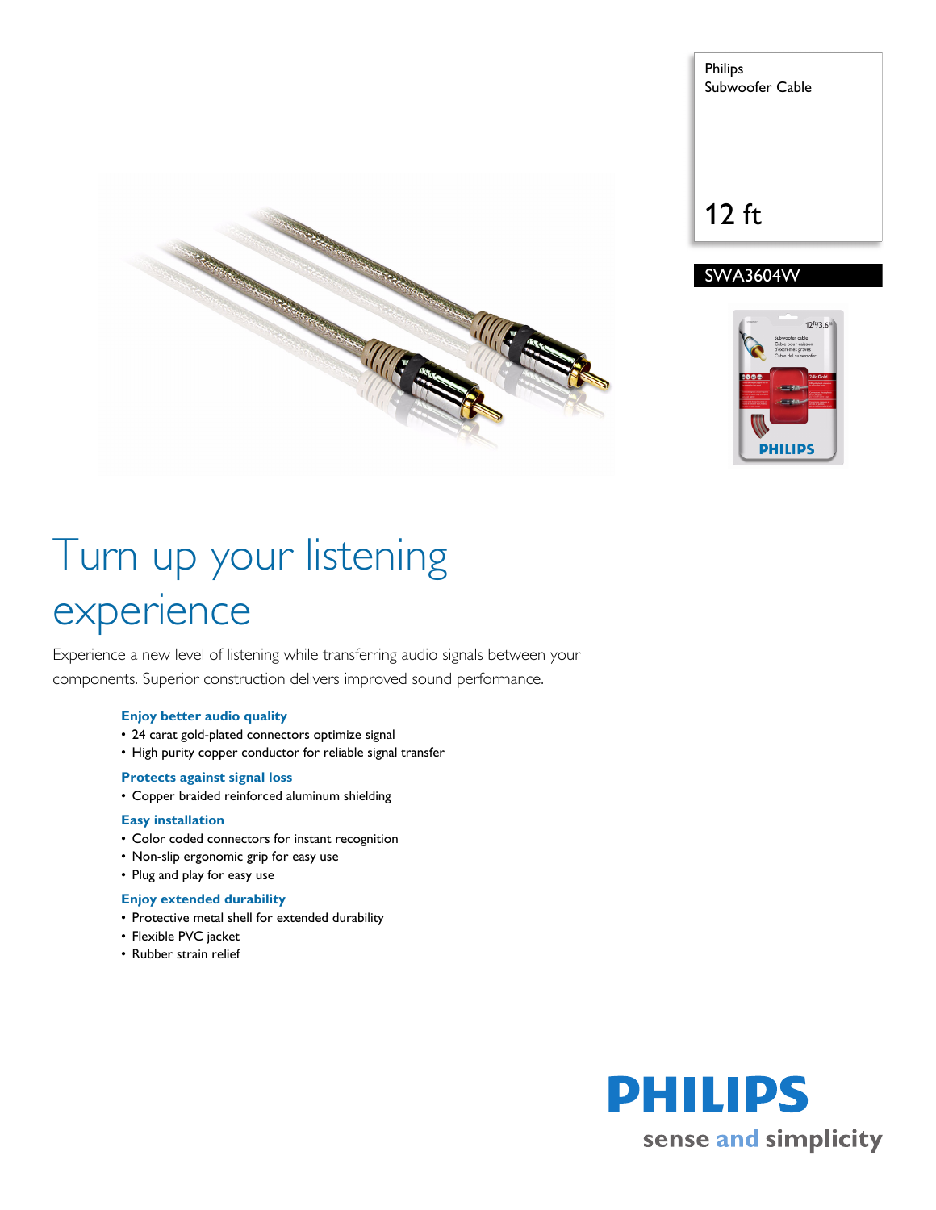Philips
Subwoofer Cable

12 ft

SWA3604W

# Turn up your listening experience

Experience a new level of listening while transferring audio signals between your components. Superior construction delivers improved sound performance.

### Enjoy better audio quality
- 24 carat gold-plated connectors optimize signal
- High purity copper conductor for reliable signal transfer

### Protects against signal loss
- Copper braided reinforced aluminum shielding

### Easy installation
- Color coded connectors for instant recognition
- Non-slip ergonomic grip for easy use
- Plug and play for easy use

### Enjoy extended durability
- Protective metal shell for extended durability
- Flexible PVC jacket
- Rubber strain relief

PHILIPS
sense and simplicity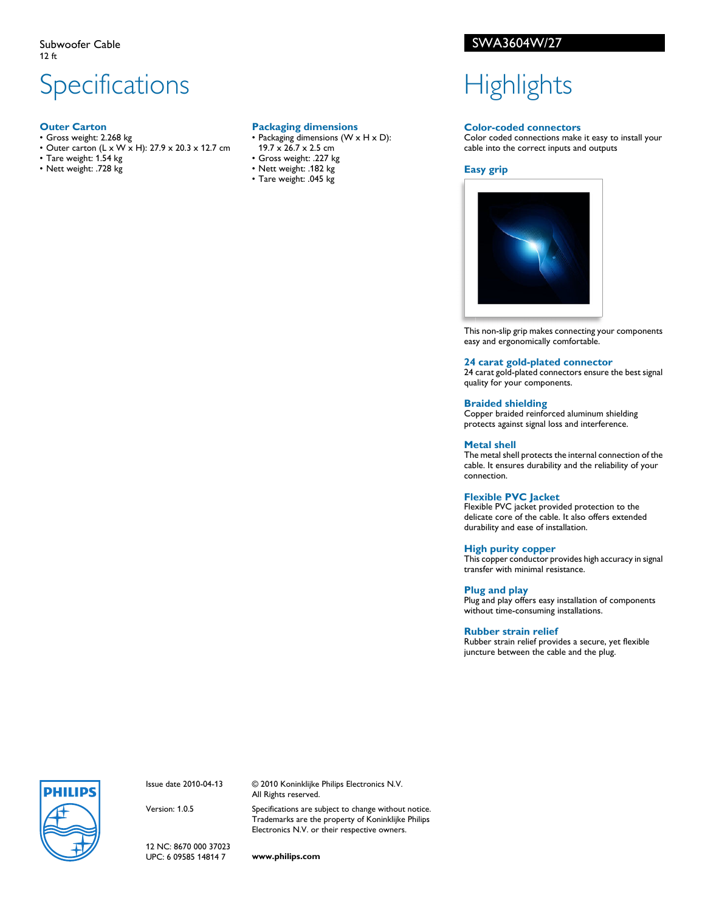Subwoofer Cable
12 ft

SWA3604W/27

# Specifications

### Outer Carton

- Gross weight: 2.268 kg
- Outer carton (L x W x H): 27.9 x 20.3 x 12.7 cm
- Tare weight: 1.54 kg
- Nett weight: .728 kg

### Packaging dimensions

- Packaging dimensions (W x H x D): 19.7 x 26.7 x 2.5 cm
- Gross weight: .227 kg
- Nett weight: .182 kg
- Tare weight: .045 kg

# Highlights

### Color-coded connectors

Color coded connections make it easy to install your cable into the correct inputs and outputs

### Easy grip

This non-slip grip makes connecting your components easy and ergonomically comfortable.

### 24 carat gold-plated connector

24 carat gold-plated connectors ensure the best signal quality for your components.

### Braided shielding

Copper braided reinforced aluminum shielding protects against signal loss and interference.

### Metal shell

The metal shell protects the internal connection of the cable. It ensures durability and the reliability of your connection.

### Flexible PVC Jacket

Flexible PVC jacket provided protection to the delicate core of the cable. It also offers extended durability and ease of installation.

### High purity copper

This copper conductor provides high accuracy in signal transfer with minimal resistance.

### Plug and play

Plug and play offers easy installation of components without time-consuming installations.

### Rubber strain relief

Rubber strain relief provides a secure, yet flexible juncture between the cable and the plug.

PHILIPS

Issue date 2010-04-13

Version: 1.0.5

12 NC: 8670 000 37023
UPC: 6 09585 14814 7

© 2010 Koninklijke Philips Electronics N.V.
All Rights reserved.

Specifications are subject to change without notice. Trademarks are the property of Koninklijke Philips Electronics N.V. or their respective owners.

**www.philips.com**